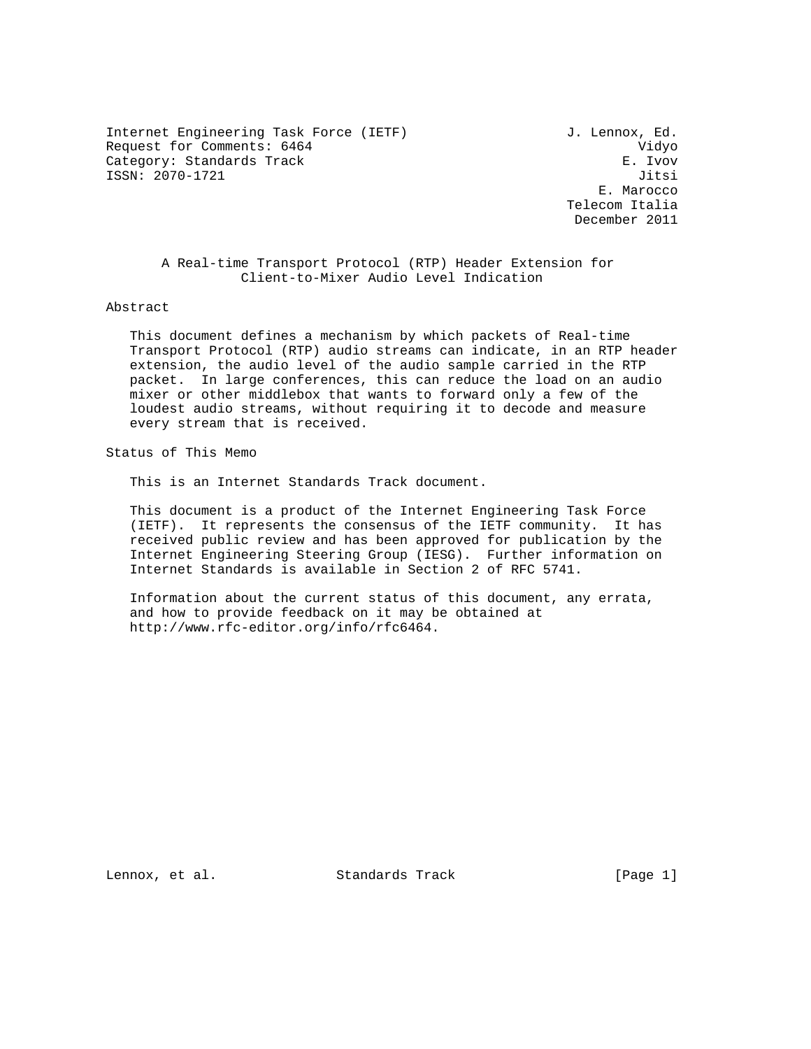Internet Engineering Task Force (IETF) J. Lennox, Ed.
Request for Comments: 6464 Vidyo
Category: Standards Track E. Ivov
ISSN: 2070-1721 Jitsi
E. Marocco
Telecom Italia
December 2011

# A Real-time Transport Protocol (RTP) Header Extension for Client-to-Mixer Audio Level Indication

## Abstract

This document defines a mechanism by which packets of Real-time Transport Protocol (RTP) audio streams can indicate, in an RTP header extension, the audio level of the audio sample carried in the RTP packet. In large conferences, this can reduce the load on an audio mixer or other middlebox that wants to forward only a few of the loudest audio streams, without requiring it to decode and measure every stream that is received.

## Status of This Memo

This is an Internet Standards Track document.

This document is a product of the Internet Engineering Task Force (IETF). It represents the consensus of the IETF community. It has received public review and has been approved for publication by the Internet Engineering Steering Group (IESG). Further information on Internet Standards is available in Section 2 of RFC 5741.

Information about the current status of this document, any errata, and how to provide feedback on it may be obtained at http://www.rfc-editor.org/info/rfc6464.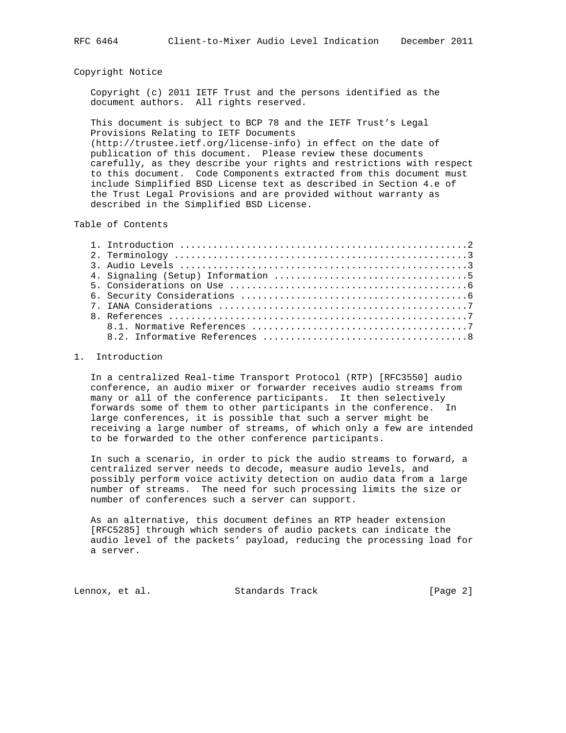## Copyright Notice

Copyright (c) 2011 IETF Trust and the persons identified as the document authors. All rights reserved.

This document is subject to BCP 78 and the IETF Trust's Legal Provisions Relating to IETF Documents (http://trustee.ietf.org/license-info) in effect on the date of publication of this document. Please review these documents carefully, as they describe your rights and restrictions with respect to this document. Code Components extracted from this document must include Simplified BSD License text as described in Section 4.e of the Trust Legal Provisions and are provided without warranty as described in the Simplified BSD License.

## Table of Contents

```
   1. Introduction ....................................................2
   2. Terminology .....................................................3
   3. Audio Levels ....................................................3
   4. Signaling (Setup) Information ...................................5
   5. Considerations on Use ...........................................6
   6. Security Considerations .........................................6
   7. IANA Considerations .............................................7
   8. References ......................................................7
      8.1. Normative References .......................................7
      8.2. Informative References .....................................8
```

## 1. Introduction

In a centralized Real-time Transport Protocol (RTP) [RFC3550] audio conference, an audio mixer or forwarder receives audio streams from many or all of the conference participants. It then selectively forwards some of them to other participants in the conference. In large conferences, it is possible that such a server might be receiving a large number of streams, of which only a few are intended to be forwarded to the other conference participants.

In such a scenario, in order to pick the audio streams to forward, a centralized server needs to decode, measure audio levels, and possibly perform voice activity detection on audio data from a large number of streams. The need for such processing limits the size or number of conferences such a server can support.

As an alternative, this document defines an RTP header extension [RFC5285] through which senders of audio packets can indicate the audio level of the packets' payload, reducing the processing load for a server.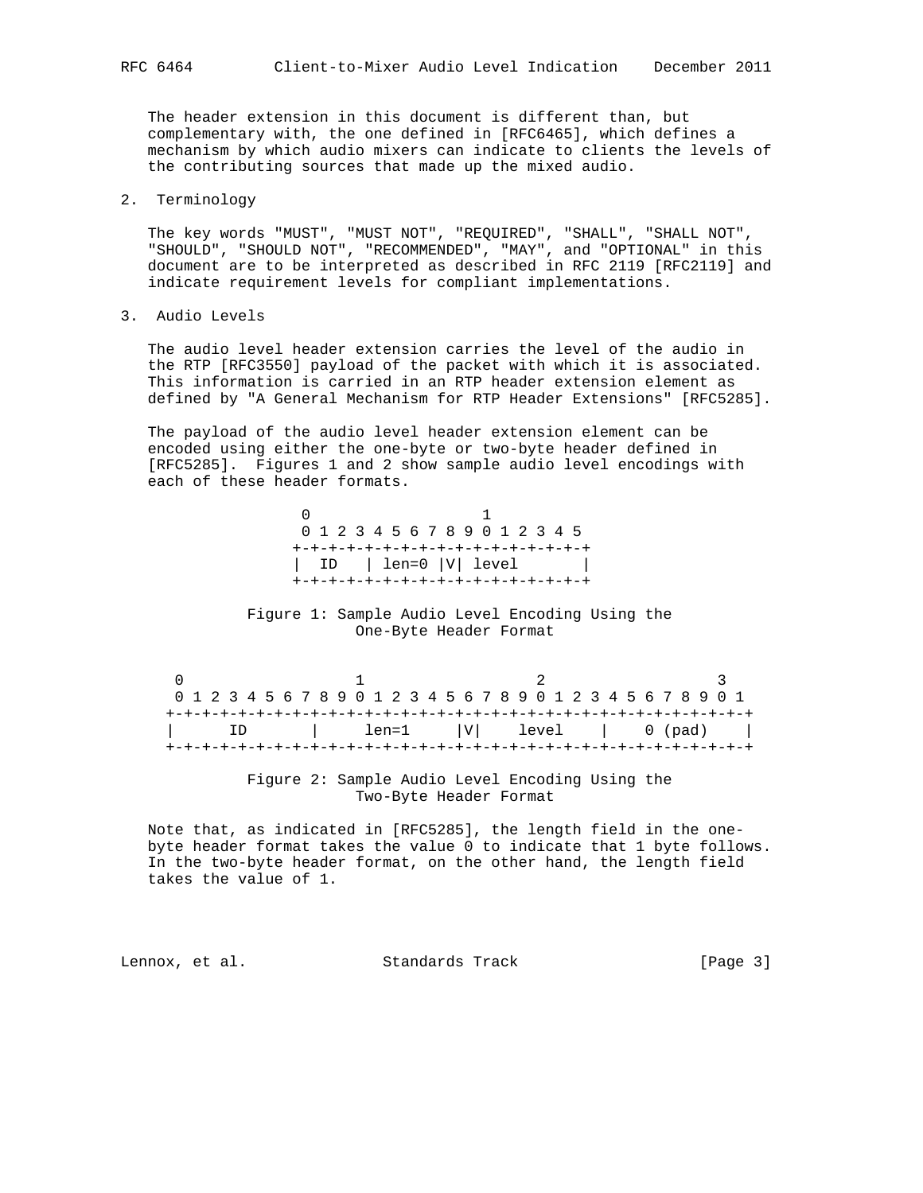The header extension in this document is different than, but complementary with, the one defined in [RFC6465], which defines a mechanism by which audio mixers can indicate to clients the levels of the contributing sources that made up the mixed audio.

## 2. Terminology

The key words "MUST", "MUST NOT", "REQUIRED", "SHALL", "SHALL NOT", "SHOULD", "SHOULD NOT", "RECOMMENDED", "MAY", and "OPTIONAL" in this document are to be interpreted as described in RFC 2119 [RFC2119] and indicate requirement levels for compliant implementations.

## 3. Audio Levels

The audio level header extension carries the level of the audio in the RTP [RFC3550] payload of the packet with which it is associated. This information is carried in an RTP header extension element as defined by "A General Mechanism for RTP Header Extensions" [RFC5285].

The payload of the audio level header extension element can be encoded using either the one-byte or two-byte header defined in [RFC5285]. Figures 1 and 2 show sample audio level encodings with each of these header formats.

```
 0                   1
 0 1 2 3 4 5 6 7 8 9 0 1 2 3 4 5
+-+-+-+-+-+-+-+-+-+-+-+-+-+-+-+-+
|  ID   | len=0 |V| level       |
+-+-+-+-+-+-+-+-+-+-+-+-+-+-+-+-+
```

Figure 1: Sample Audio Level Encoding Using the One-Byte Header Format

```
 0                   1                   2                   3
 0 1 2 3 4 5 6 7 8 9 0 1 2 3 4 5 6 7 8 9 0 1 2 3 4 5 6 7 8 9 0 1
+-+-+-+-+-+-+-+-+-+-+-+-+-+-+-+-+-+-+-+-+-+-+-+-+-+-+-+-+-+-+-+-+
|      ID       |     len=1     |V|    level    |    0 (pad)    |
+-+-+-+-+-+-+-+-+-+-+-+-+-+-+-+-+-+-+-+-+-+-+-+-+-+-+-+-+-+-+-+-+
```

Figure 2: Sample Audio Level Encoding Using the Two-Byte Header Format

Note that, as indicated in [RFC5285], the length field in the one-byte header format takes the value 0 to indicate that 1 byte follows. In the two-byte header format, on the other hand, the length field takes the value of 1.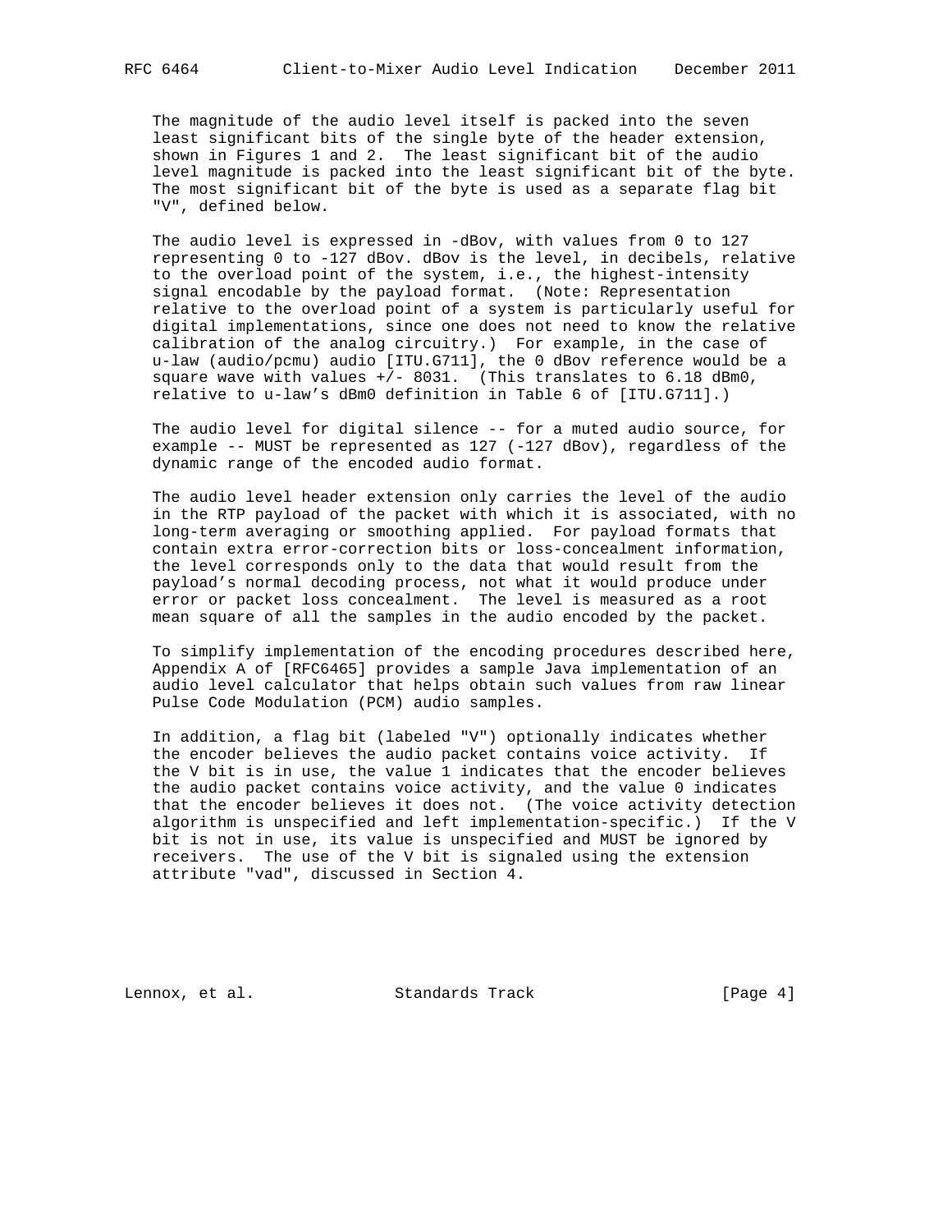The magnitude of the audio level itself is packed into the seven least significant bits of the single byte of the header extension, shown in Figures 1 and 2. The least significant bit of the audio level magnitude is packed into the least significant bit of the byte. The most significant bit of the byte is used as a separate flag bit "V", defined below.

The audio level is expressed in -dBov, with values from 0 to 127 representing 0 to -127 dBov. dBov is the level, in decibels, relative to the overload point of the system, i.e., the highest-intensity signal encodable by the payload format. (Note: Representation relative to the overload point of a system is particularly useful for digital implementations, since one does not need to know the relative calibration of the analog circuitry.) For example, in the case of u-law (audio/pcmu) audio [ITU.G711], the 0 dBov reference would be a square wave with values +/- 8031. (This translates to 6.18 dBm0, relative to u-law's dBm0 definition in Table 6 of [ITU.G711].)

The audio level for digital silence -- for a muted audio source, for example -- MUST be represented as 127 (-127 dBov), regardless of the dynamic range of the encoded audio format.

The audio level header extension only carries the level of the audio in the RTP payload of the packet with which it is associated, with no long-term averaging or smoothing applied. For payload formats that contain extra error-correction bits or loss-concealment information, the level corresponds only to the data that would result from the payload's normal decoding process, not what it would produce under error or packet loss concealment. The level is measured as a root mean square of all the samples in the audio encoded by the packet.

To simplify implementation of the encoding procedures described here, Appendix A of [RFC6465] provides a sample Java implementation of an audio level calculator that helps obtain such values from raw linear Pulse Code Modulation (PCM) audio samples.

In addition, a flag bit (labeled "V") optionally indicates whether the encoder believes the audio packet contains voice activity. If the V bit is in use, the value 1 indicates that the encoder believes the audio packet contains voice activity, and the value 0 indicates that the encoder believes it does not. (The voice activity detection algorithm is unspecified and left implementation-specific.) If the V bit is not in use, its value is unspecified and MUST be ignored by receivers. The use of the V bit is signaled using the extension attribute "vad", discussed in Section 4.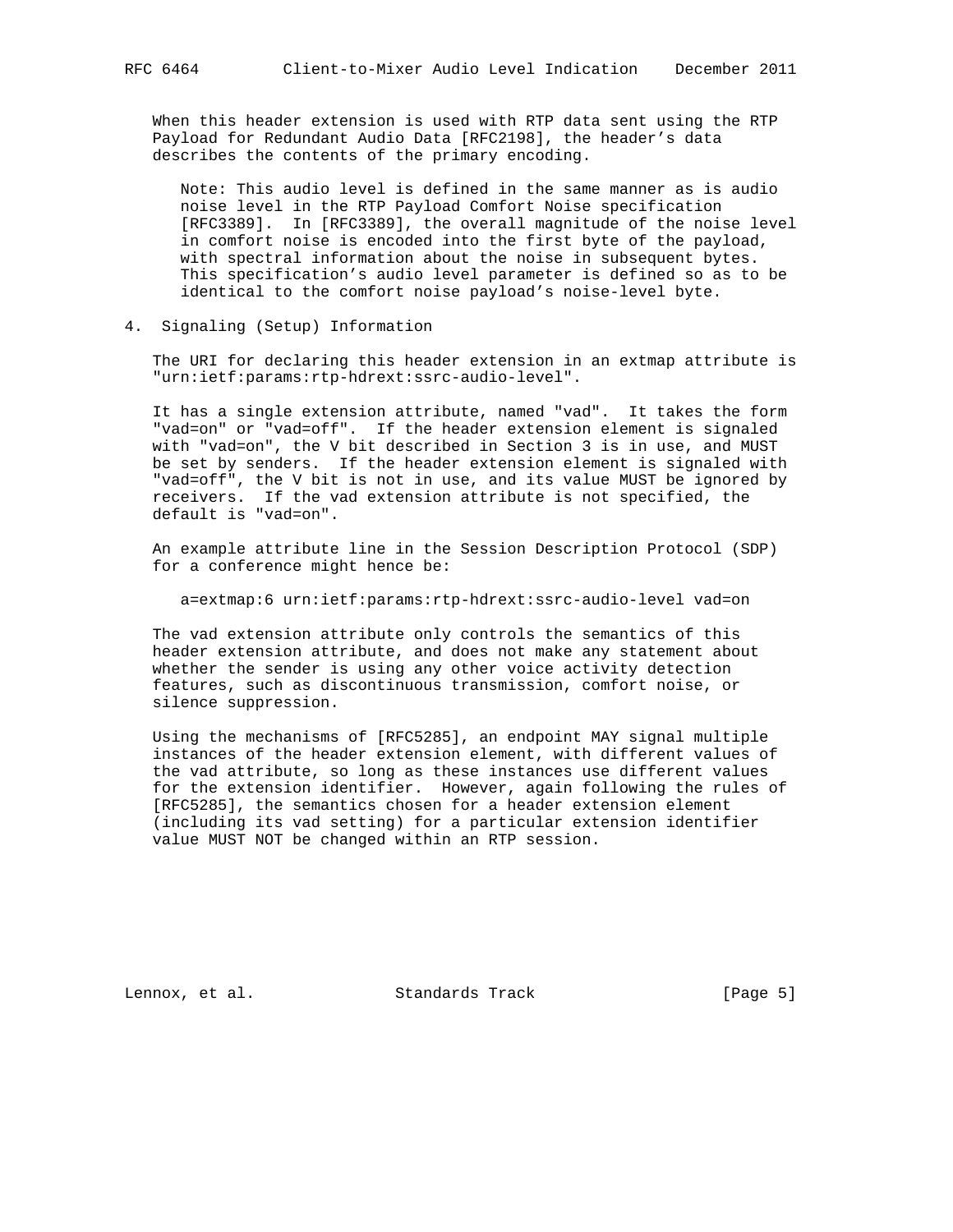When this header extension is used with RTP data sent using the RTP Payload for Redundant Audio Data [RFC2198], the header's data describes the contents of the primary encoding.

> Note: This audio level is defined in the same manner as is audio noise level in the RTP Payload Comfort Noise specification [RFC3389]. In [RFC3389], the overall magnitude of the noise level in comfort noise is encoded into the first byte of the payload, with spectral information about the noise in subsequent bytes. This specification's audio level parameter is defined so as to be identical to the comfort noise payload's noise-level byte.

## 4. Signaling (Setup) Information

The URI for declaring this header extension in an extmap attribute is "urn:ietf:params:rtp-hdrext:ssrc-audio-level".

It has a single extension attribute, named "vad". It takes the form "vad=on" or "vad=off". If the header extension element is signaled with "vad=on", the V bit described in Section 3 is in use, and MUST be set by senders. If the header extension element is signaled with "vad=off", the V bit is not in use, and its value MUST be ignored by receivers. If the vad extension attribute is not specified, the default is "vad=on".

An example attribute line in the Session Description Protocol (SDP) for a conference might hence be:

```
a=extmap:6 urn:ietf:params:rtp-hdrext:ssrc-audio-level vad=on
```

The vad extension attribute only controls the semantics of this header extension attribute, and does not make any statement about whether the sender is using any other voice activity detection features, such as discontinuous transmission, comfort noise, or silence suppression.

Using the mechanisms of [RFC5285], an endpoint MAY signal multiple instances of the header extension element, with different values of the vad attribute, so long as these instances use different values for the extension identifier. However, again following the rules of [RFC5285], the semantics chosen for a header extension element (including its vad setting) for a particular extension identifier value MUST NOT be changed within an RTP session.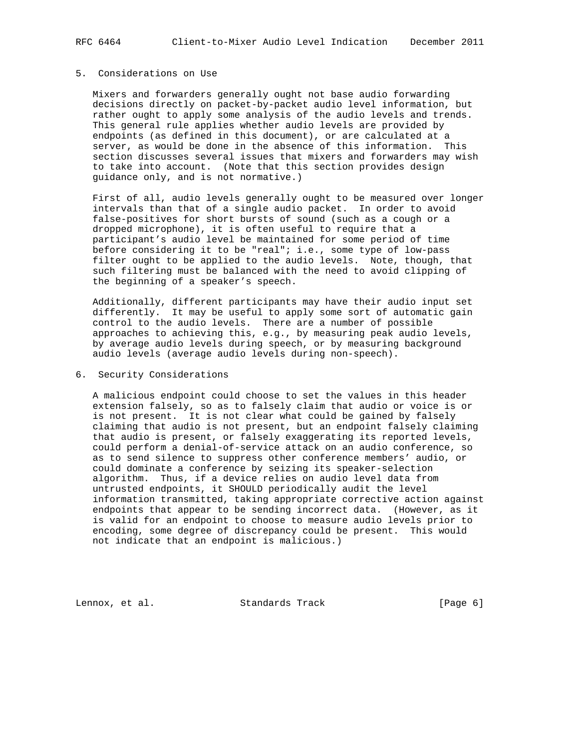## 5. Considerations on Use

Mixers and forwarders generally ought not base audio forwarding decisions directly on packet-by-packet audio level information, but rather ought to apply some analysis of the audio levels and trends. This general rule applies whether audio levels are provided by endpoints (as defined in this document), or are calculated at a server, as would be done in the absence of this information. This section discusses several issues that mixers and forwarders may wish to take into account. (Note that this section provides design guidance only, and is not normative.)

First of all, audio levels generally ought to be measured over longer intervals than that of a single audio packet. In order to avoid false-positives for short bursts of sound (such as a cough or a dropped microphone), it is often useful to require that a participant's audio level be maintained for some period of time before considering it to be "real"; i.e., some type of low-pass filter ought to be applied to the audio levels. Note, though, that such filtering must be balanced with the need to avoid clipping of the beginning of a speaker's speech.

Additionally, different participants may have their audio input set differently. It may be useful to apply some sort of automatic gain control to the audio levels. There are a number of possible approaches to achieving this, e.g., by measuring peak audio levels, by average audio levels during speech, or by measuring background audio levels (average audio levels during non-speech).

## 6. Security Considerations

A malicious endpoint could choose to set the values in this header extension falsely, so as to falsely claim that audio or voice is or is not present. It is not clear what could be gained by falsely claiming that audio is not present, but an endpoint falsely claiming that audio is present, or falsely exaggerating its reported levels, could perform a denial-of-service attack on an audio conference, so as to send silence to suppress other conference members' audio, or could dominate a conference by seizing its speaker-selection algorithm. Thus, if a device relies on audio level data from untrusted endpoints, it SHOULD periodically audit the level information transmitted, taking appropriate corrective action against endpoints that appear to be sending incorrect data. (However, as it is valid for an endpoint to choose to measure audio levels prior to encoding, some degree of discrepancy could be present. This would not indicate that an endpoint is malicious.)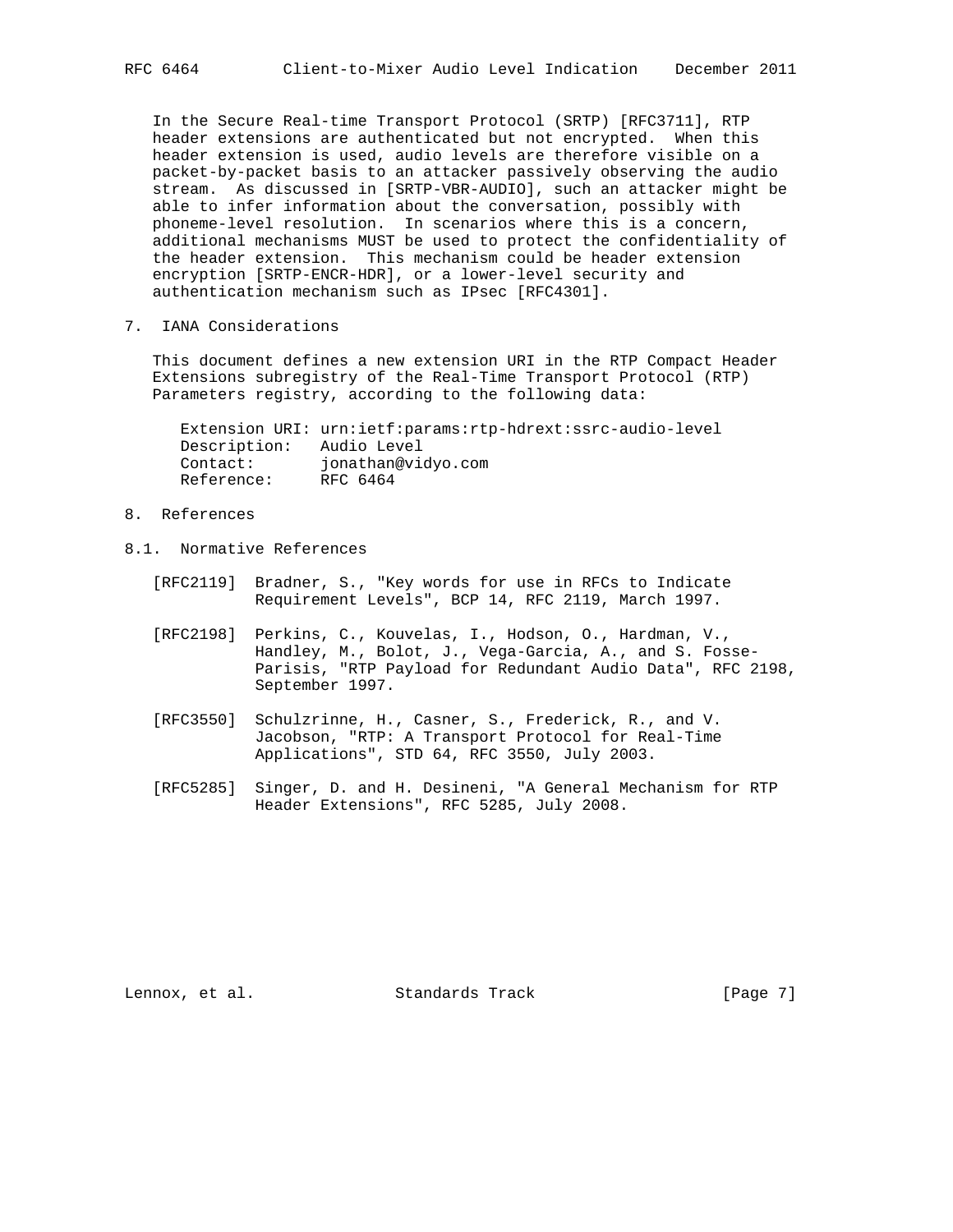In the Secure Real-time Transport Protocol (SRTP) [RFC3711], RTP header extensions are authenticated but not encrypted. When this header extension is used, audio levels are therefore visible on a packet-by-packet basis to an attacker passively observing the audio stream. As discussed in [SRTP-VBR-AUDIO], such an attacker might be able to infer information about the conversation, possibly with phoneme-level resolution. In scenarios where this is a concern, additional mechanisms MUST be used to protect the confidentiality of the header extension. This mechanism could be header extension encryption [SRTP-ENCR-HDR], or a lower-level security and authentication mechanism such as IPsec [RFC4301].

## 7. IANA Considerations

This document defines a new extension URI in the RTP Compact Header Extensions subregistry of the Real-Time Transport Protocol (RTP) Parameters registry, according to the following data:

```
Extension URI: urn:ietf:params:rtp-hdrext:ssrc-audio-level
Description:   Audio Level
Contact:       jonathan@vidyo.com
Reference:     RFC 6464
```

## 8. References

### 8.1. Normative References

[RFC2119] Bradner, S., "Key words for use in RFCs to Indicate Requirement Levels", BCP 14, RFC 2119, March 1997.

[RFC2198] Perkins, C., Kouvelas, I., Hodson, O., Hardman, V., Handley, M., Bolot, J., Vega-Garcia, A., and S. Fosse-Parisis, "RTP Payload for Redundant Audio Data", RFC 2198, September 1997.

[RFC3550] Schulzrinne, H., Casner, S., Frederick, R., and V. Jacobson, "RTP: A Transport Protocol for Real-Time Applications", STD 64, RFC 3550, July 2003.

[RFC5285] Singer, D. and H. Desineni, "A General Mechanism for RTP Header Extensions", RFC 5285, July 2008.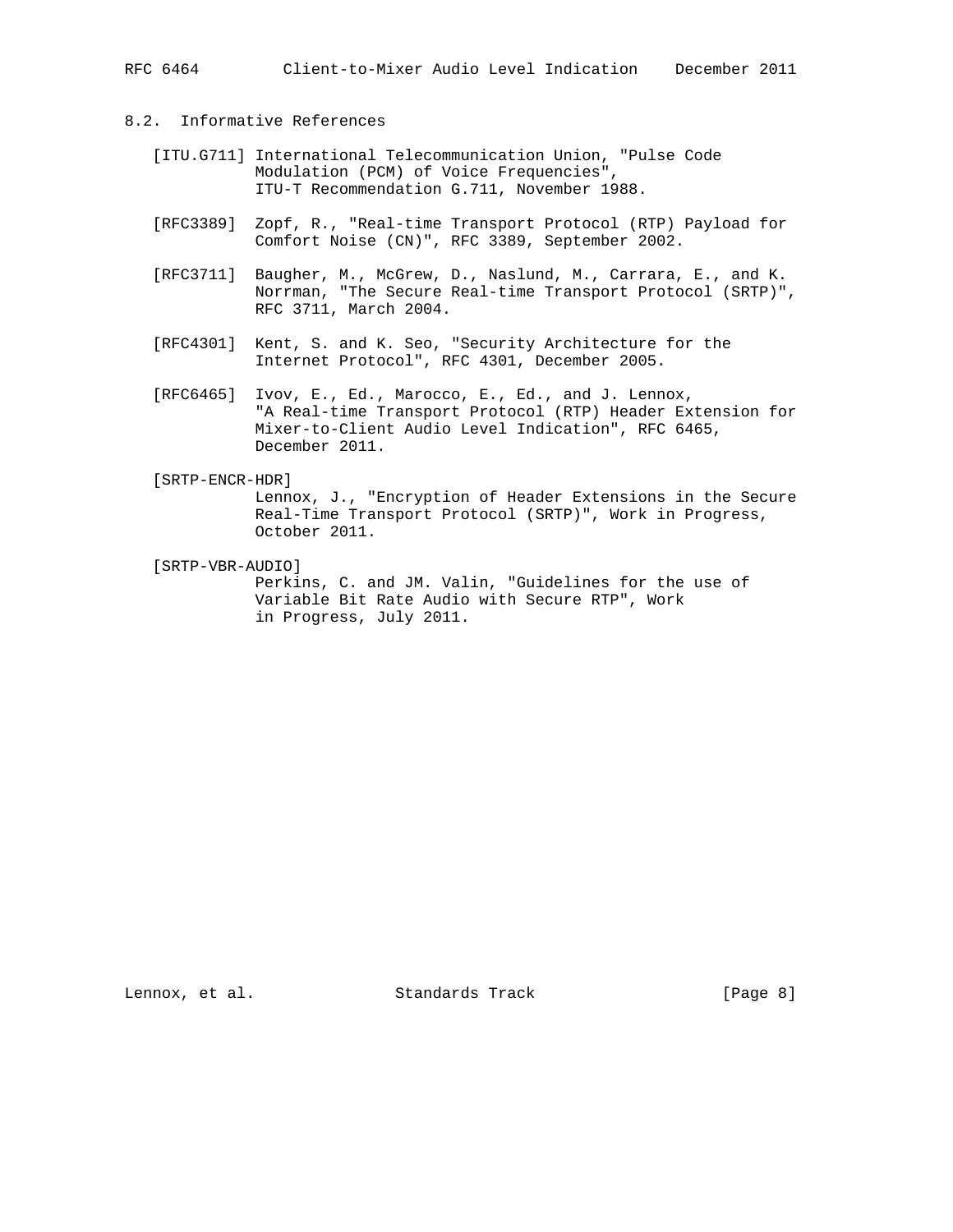## 8.2. Informative References

[ITU.G711] International Telecommunication Union, "Pulse Code Modulation (PCM) of Voice Frequencies", ITU-T Recommendation G.711, November 1988.

[RFC3389] Zopf, R., "Real-time Transport Protocol (RTP) Payload for Comfort Noise (CN)", RFC 3389, September 2002.

[RFC3711] Baugher, M., McGrew, D., Naslund, M., Carrara, E., and K. Norrman, "The Secure Real-time Transport Protocol (SRTP)", RFC 3711, March 2004.

[RFC4301] Kent, S. and K. Seo, "Security Architecture for the Internet Protocol", RFC 4301, December 2005.

[RFC6465] Ivov, E., Ed., Marocco, E., Ed., and J. Lennox, "A Real-time Transport Protocol (RTP) Header Extension for Mixer-to-Client Audio Level Indication", RFC 6465, December 2011.

[SRTP-ENCR-HDR] Lennox, J., "Encryption of Header Extensions in the Secure Real-Time Transport Protocol (SRTP)", Work in Progress, October 2011.

[SRTP-VBR-AUDIO] Perkins, C. and JM. Valin, "Guidelines for the use of Variable Bit Rate Audio with Secure RTP", Work in Progress, July 2011.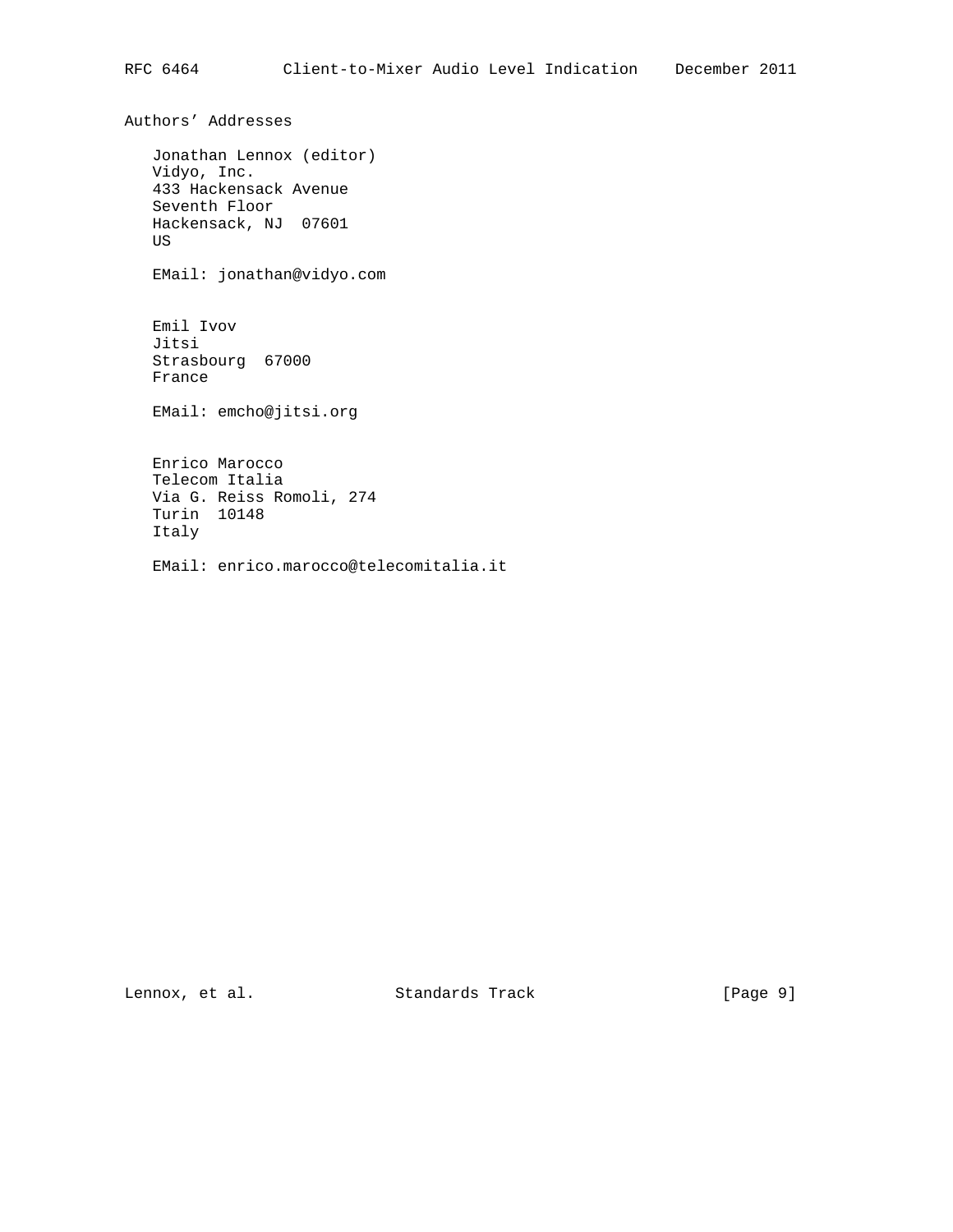## Authors' Addresses

Jonathan Lennox (editor)
Vidyo, Inc.
433 Hackensack Avenue
Seventh Floor
Hackensack, NJ 07601
US

EMail: jonathan@vidyo.com

Emil Ivov
Jitsi
Strasbourg 67000
France

EMail: emcho@jitsi.org

Enrico Marocco
Telecom Italia
Via G. Reiss Romoli, 274
Turin 10148
Italy

EMail: enrico.marocco@telecomitalia.it